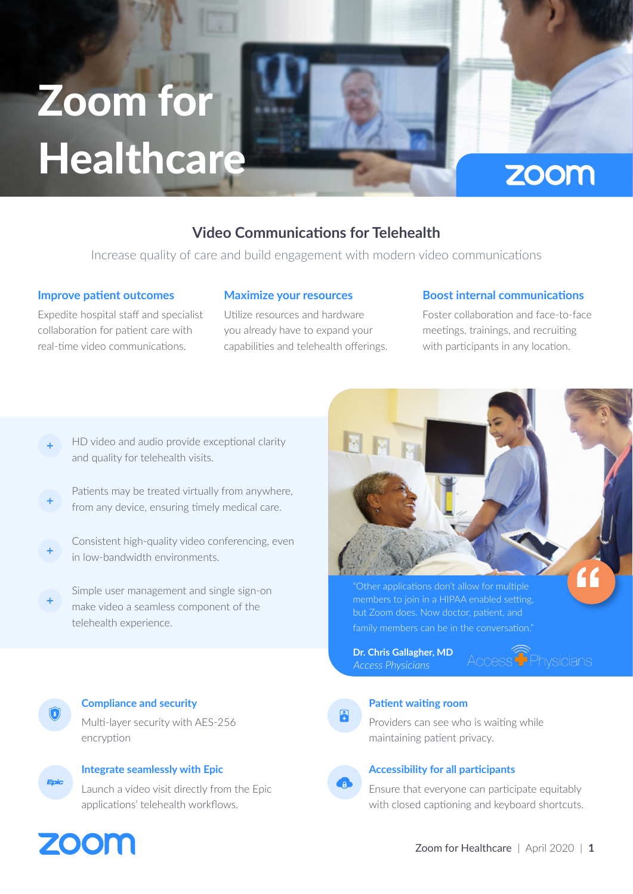# Zoom for Healthcare

## Video Communications for Telehealth

Increase quality of care and build engagement with modern video communications

### Improve patient outcomes

Expedite hospital staff and specialist collaboration for patient care with real-time video communications.

### Maximize your resources

Utilize resources and hardware you already have to expand your capabilities and telehealth offerings.

### Boost internal communications

Foster collaboration and face-to-face meetings, trainings, and recruiting with participants in any location.

- HD video and audio provide exceptional clarity and quality for telehealth visits.
- Patients may be treated virtually from anywhere, from any device, ensuring timely medical care.
- Consistent high-quality video conferencing, even in low-bandwidth environments.
- Simple user management and single sign-on make video a seamless component of the telehealth experience.

"Other applications don't allow for multiple members to join in a HIPAA enabled setting, but Zoom does. Now doctor, patient, and family members can be in the conversation."

**Dr. Chris Gallagher, MD**
*Access Physicians*

### Compliance and security

Multi-layer security with AES-256 encryption

### Patient waiting room

Providers can see who is waiting while maintaining patient privacy.

### Integrate seamlessly with Epic

Launch a video visit directly from the Epic applications' telehealth workflows.

### Accessibility for all participants

Ensure that everyone can participate equitably with closed captioning and keyboard shortcuts.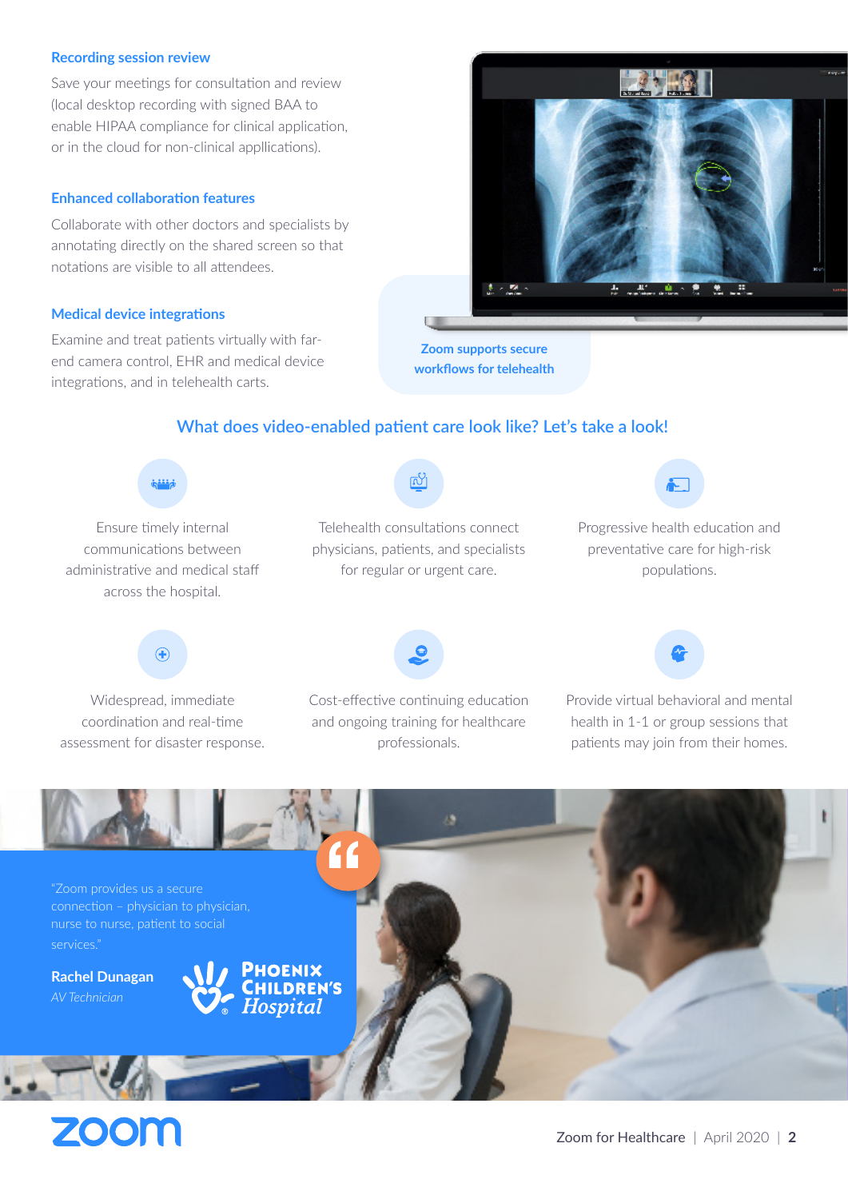### Recording session review

Save your meetings for consultation and review (local desktop recording with signed BAA to enable HIPAA compliance for clinical application, or in the cloud for non-clinical appllications).

### Enhanced collaboration features

Collaborate with other doctors and specialists by annotating directly on the shared screen so that notations are visible to all attendees.

### Medical device integrations

Examine and treat patients virtually with far-end camera control, EHR and medical device integrations, and in telehealth carts.

**Zoom supports secure workflows for telehealth**

## What does video-enabled patient care look like? Let's take a look!

Ensure timely internal communications between administrative and medical staff across the hospital.

Telehealth consultations connect physicians, patients, and specialists for regular or urgent care.

Progressive health education and preventative care for high-risk populations.

Widespread, immediate coordination and real-time assessment for disaster response.

Cost-effective continuing education and ongoing training for healthcare professionals.

Provide virtual behavioral and mental health in 1-1 or group sessions that patients may join from their homes.

"Zoom provides us a secure connection – physician to physician, nurse to nurse, patient to social services."

**Rachel Dunagan**
*AV Technician*

Phoenix Children's Hospital

zoom

Zoom for Healthcare | April 2020